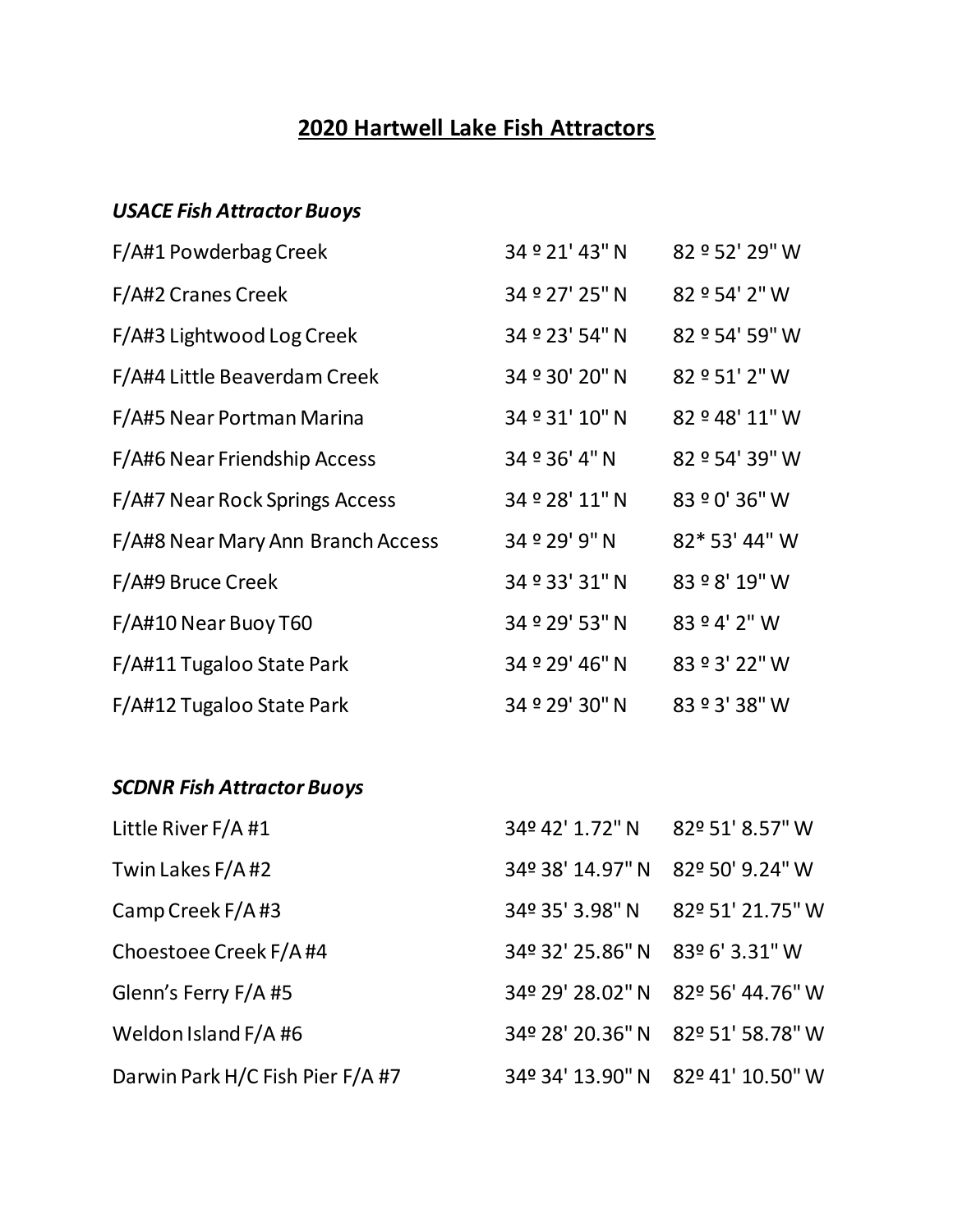# 2020 Hartwell Lake Fish Attractors

### *USACE Fish Attractor Buoys*

| | | |
|---|---|---|
| F/A#1 Powderbag Creek | 34 º 21' 43" N | 82 º 52' 29" W |
| F/A#2 Cranes Creek | 34 º 27' 25" N | 82 º 54' 2" W |
| F/A#3 Lightwood Log Creek | 34 º 23' 54" N | 82 º 54' 59" W |
| F/A#4 Little Beaverdam Creek | 34 º 30' 20" N | 82 º 51' 2" W |
| F/A#5 Near Portman Marina | 34 º 31' 10" N | 82 º 48' 11" W |
| F/A#6 Near Friendship Access | 34 º 36' 4" N | 82 º 54' 39" W |
| F/A#7 Near Rock Springs Access | 34 º 28' 11" N | 83 º 0' 36" W |
| F/A#8 Near Mary Ann Branch Access | 34 º 29' 9" N | 82* 53' 44" W |
| F/A#9 Bruce Creek | 34 º 33' 31" N | 83 º 8' 19" W |
| F/A#10 Near Buoy T60 | 34 º 29' 53" N | 83 º 4' 2" W |
| F/A#11 Tugaloo State Park | 34 º 29' 46" N | 83 º 3' 22" W |
| F/A#12 Tugaloo State Park | 34 º 29' 30" N | 83 º 3' 38" W |

### *SCDNR Fish Attractor Buoys*

| | | |
|---|---|---|
| Little River F/A #1 | 34º 42' 1.72" N | 82º 51' 8.57" W |
| Twin Lakes F/A #2 | 34º 38' 14.97" N | 82º 50' 9.24" W |
| Camp Creek F/A #3 | 34º 35' 3.98" N | 82º 51' 21.75" W |
| Choestoee Creek F/A #4 | 34º 32' 25.86" N | 83º 6' 3.31" W |
| Glenn's Ferry F/A #5 | 34º 29' 28.02" N | 82º 56' 44.76" W |
| Weldon Island F/A #6 | 34º 28' 20.36" N | 82º 51' 58.78" W |
| Darwin Park H/C Fish Pier F/A #7 | 34º 34' 13.90" N | 82º 41' 10.50" W |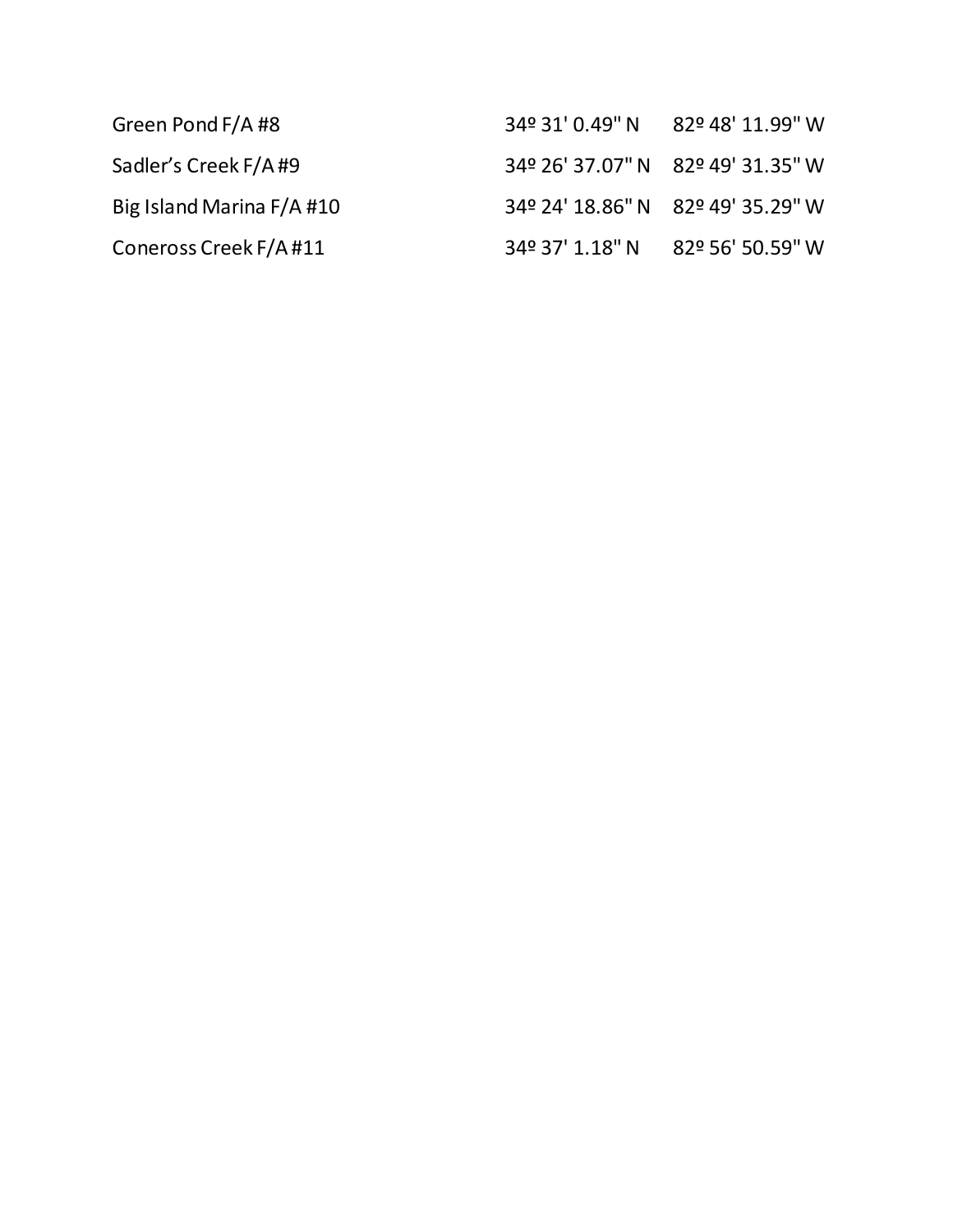| | | |
| --- | --- | --- |
| Green Pond F/A #8 | 34º 31' 0.49" N | 82º 48' 11.99" W |
| Sadler's Creek F/A #9 | 34º 26' 37.07" N | 82º 49' 31.35" W |
| Big Island Marina F/A #10 | 34º 24' 18.86" N | 82º 49' 35.29" W |
| Coneross Creek F/A #11 | 34º 37' 1.18" N | 82º 56' 50.59" W |